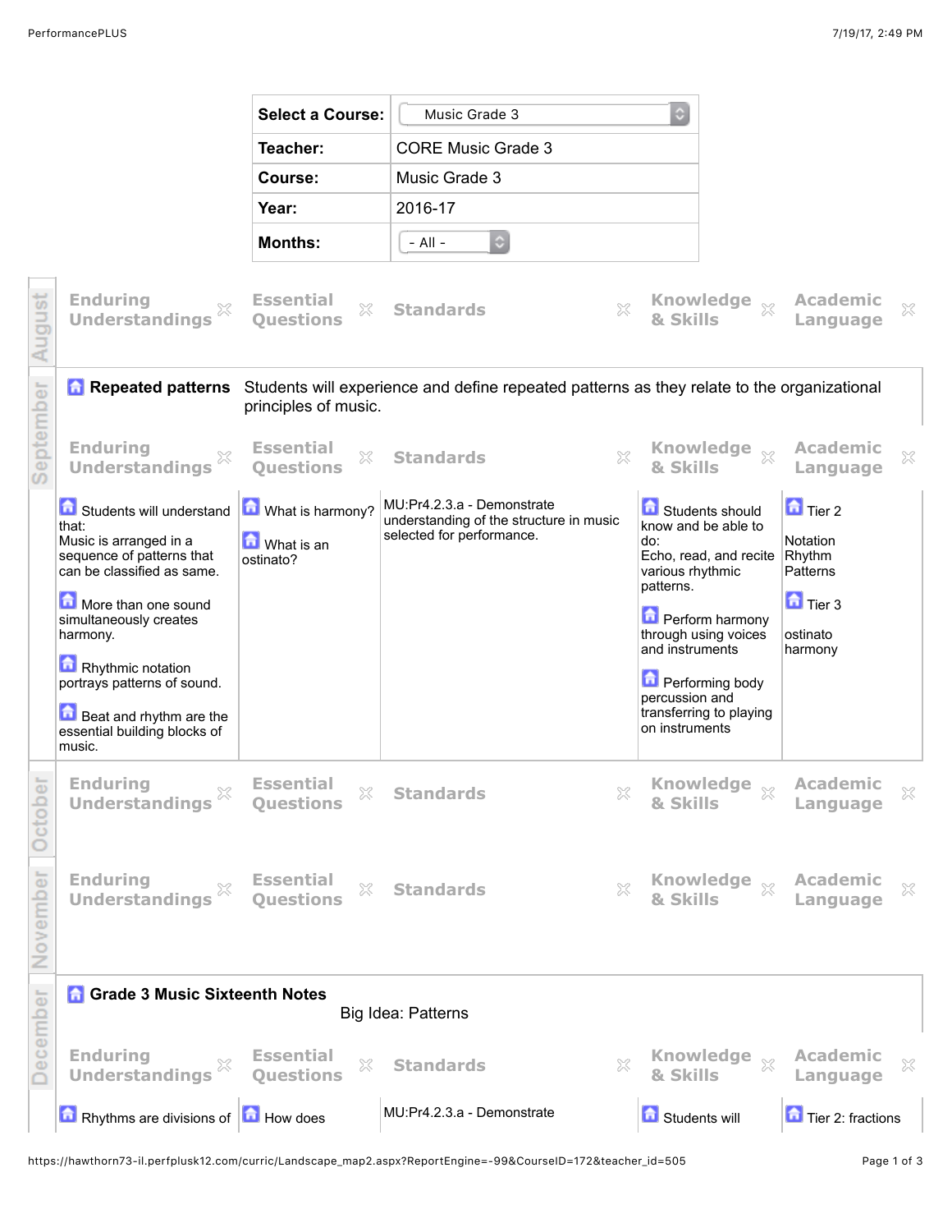| Select a Course: | Music Grade 3 |
|---|---|
| Teacher: | CORE Music Grade 3 |
| Course: | Music Grade 3 |
| Year: | 2016-17 |
| Months: | - All - |

## August

| Enduring Understandings | Essential Questions | Standards | Knowledge & Skills | Academic Language |
|---|---|---|---|---|

## September

### Repeated patterns

Students will experience and define repeated patterns as they relate to the organizational principles of music.

| Enduring Understandings | Essential Questions | Standards | Knowledge & Skills | Academic Language |
|---|---|---|---|---|
| Students will understand that: Music is arranged in a sequence of patterns that can be classified as same.<br><br>More than one sound simultaneously creates harmony.<br><br>Rhythmic notation portrays patterns of sound.<br><br>Beat and rhythm are the essential building blocks of music. | What is harmony?<br><br>What is an ostinato? | MU:Pr4.2.3.a - Demonstrate understanding of the structure in music selected for performance. | Students should know and be able to do: Echo, read, and recite various rhythmic patterns.<br><br>Perform harmony through using voices and instruments<br><br>Performing body percussion and transferring to playing on instruments | Tier 2<br><br>Notation Rhythm Patterns<br><br>Tier 3<br><br>ostinato harmony |

## October

| Enduring Understandings | Essential Questions | Standards | Knowledge & Skills | Academic Language |
|---|---|---|---|---|

## November

| Enduring Understandings | Essential Questions | Standards | Knowledge & Skills | Academic Language |
|---|---|---|---|---|

## December

### Grade 3 Music Sixteenth Notes

Big Idea: Patterns

| Enduring Understandings | Essential Questions | Standards | Knowledge & Skills | Academic Language |
|---|---|---|---|---|
| Rhythms are divisions of | How does | MU:Pr4.2.3.a - Demonstrate | Students will | Tier 2: fractions |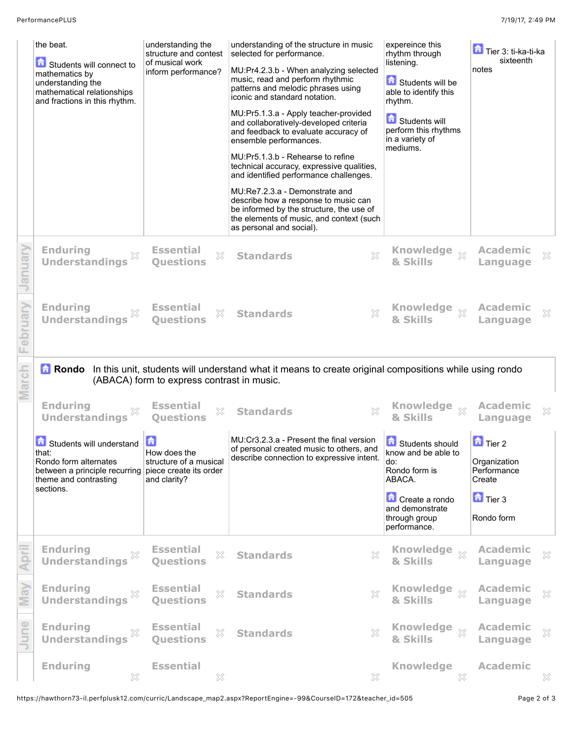| | Enduring Understandings | Essential Questions | Standards | Knowledge & Skills | Academic Language |
|---|---|---|---|---|---|
| | the beat.<br><br>Students will connect to mathematics by understanding the mathematical relationships and fractions in this rhythm. | understanding the structure and contest of musical work inform performance? | understanding of the structure in music selected for performance.<br><br>MU:Pr4.2.3.b - When analyzing selected music, read and perform rhythmic patterns and melodic phrases using iconic and standard notation.<br><br>MU:Pr5.1.3.a - Apply teacher-provided and collaboratively-developed criteria and feedback to evaluate accuracy of ensemble performances.<br><br>MU:Pr5.1.3.b - Rehearse to refine technical accuracy, expressive qualities, and identified performance challenges.<br><br>MU:Re7.2.3.a - Demonstrate and describe how a response to music can be informed by the structure, the use of the elements of music, and context (such as personal and social). | expereince this rhythm through listening.<br><br>Students will be able to identify this rhythm.<br><br>Students will perform this rhythms in a variety of mediums. | Tier 3: ti-ka-ti-ka sixteenth notes |
| January | Enduring Understandings | Essential Questions | Standards | Knowledge & Skills | Academic Language |
| February | Enduring Understandings | Essential Questions | Standards | Knowledge & Skills | Academic Language |

**March**

**Rondo** In this unit, students will understand what it means to create original compositions while using rondo (ABACA) form to express contrast in music.

| Enduring Understandings | Essential Questions | Standards | Knowledge & Skills | Academic Language |
|---|---|---|---|---|
| Students will understand that:<br>Rondo form alternates between a principle recurring theme and contrasting sections. | How does the structure of a musical piece create its order and clarity? | MU:Cr3.2.3.a - Present the final version of personal created music to others, and describe connection to expressive intent. | Students should know and be able to do:<br>Rondo form is ABACA.<br><br>Create a rondo and demonstrate through group performance. | Tier 2<br><br>Organization<br>Performance<br>Create<br><br>Tier 3<br><br>Rondo form |

| | Enduring Understandings | Essential Questions | Standards | Knowledge & Skills | Academic Language |
|---|---|---|---|---|---|
| April | Enduring Understandings | Essential Questions | Standards | Knowledge & Skills | Academic Language |
| May | Enduring Understandings | Essential Questions | Standards | Knowledge & Skills | Academic Language |
| June | Enduring Understandings | Essential Questions | Standards | Knowledge & Skills | Academic Language |
| | Enduring | Essential | | Knowledge | Academic |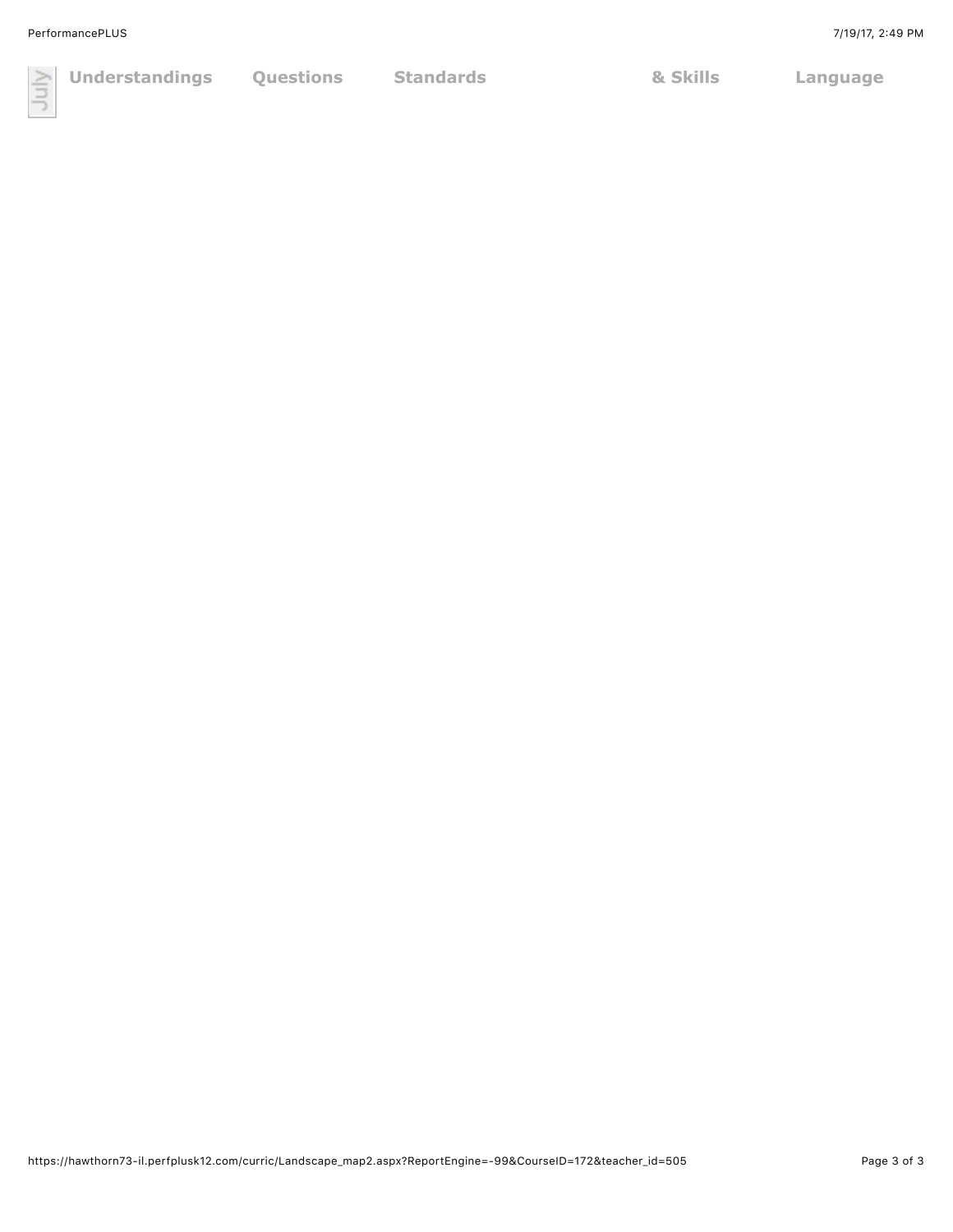| July | Understandings | Questions | Standards | & Skills | Language |
|---|---|---|---|---|---|